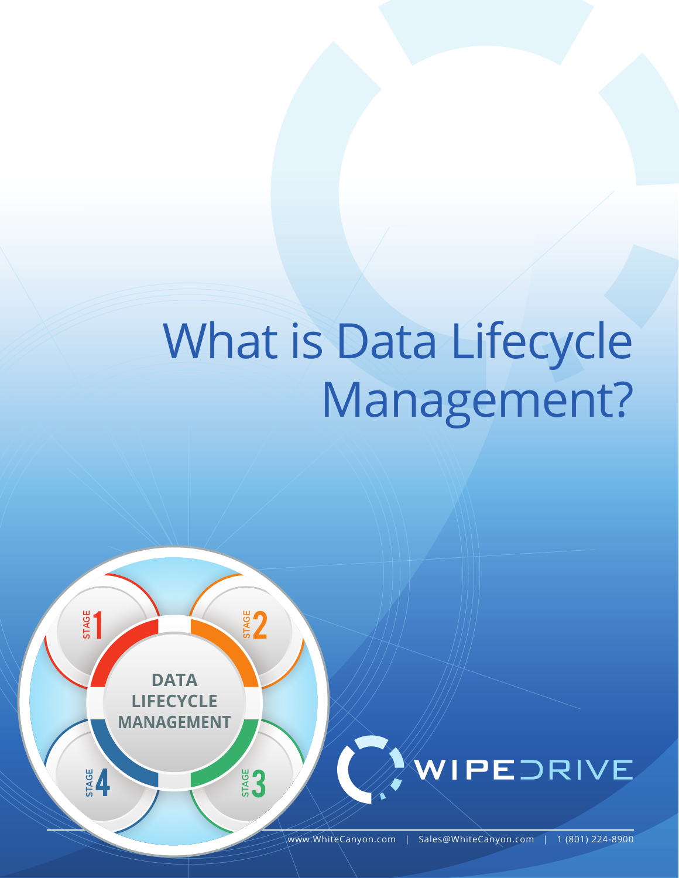# What is Data Lifecycle Management?

STAGE 1

STAGE 2

DATA LIFECYCLE MANAGEMENT

STAGE 4

STAGE 3

WIPEDRIVE

www.WhiteCanyon.com | Sales@WhiteCanyon.com | 1 (801) 224-8900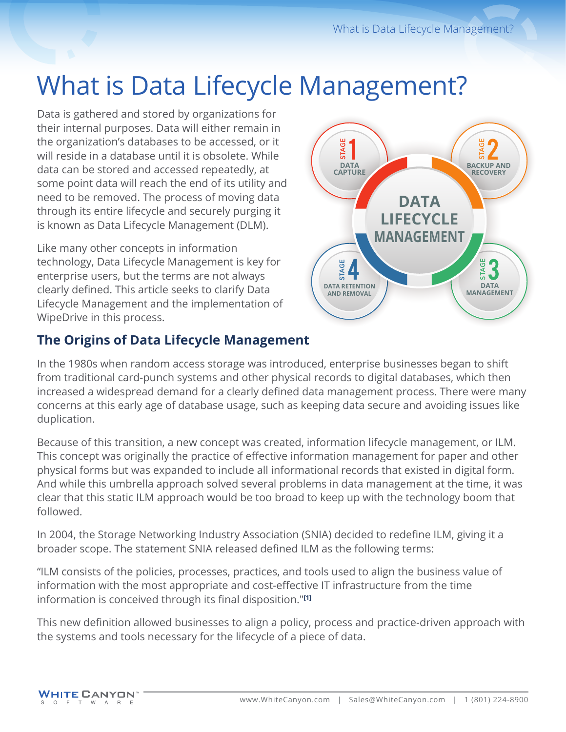# What is Data Lifecycle Management?

Data is gathered and stored by organizations for their internal purposes. Data will either remain in the organization's databases to be accessed, or it will reside in a database until it is obsolete. While data can be stored and accessed repeatedly, at some point data will reach the end of its utility and need to be removed. The process of moving data through its entire lifecycle and securely purging it is known as Data Lifecycle Management (DLM).

Like many other concepts in information technology, Data Lifecycle Management is key for enterprise users, but the terms are not always clearly defined. This article seeks to clarify Data Lifecycle Management and the implementation of WipeDrive in this process.

DATA LIFECYCLE MANAGEMENT

- STAGE 1 – DATA CAPTURE
- STAGE 2 – BACKUP AND RECOVERY
- STAGE 3 – DATA MANAGEMENT
- STAGE 4 – DATA RETENTION AND REMOVAL

## The Origins of Data Lifecycle Management

In the 1980s when random access storage was introduced, enterprise businesses began to shift from traditional card-punch systems and other physical records to digital databases, which then increased a widespread demand for a clearly defined data management process. There were many concerns at this early age of database usage, such as keeping data secure and avoiding issues like duplication.

Because of this transition, a new concept was created, information lifecycle management, or ILM. This concept was originally the practice of effective information management for paper and other physical forms but was expanded to include all informational records that existed in digital form. And while this umbrella approach solved several problems in data management at the time, it was clear that this static ILM approach would be too broad to keep up with the technology boom that followed.

In 2004, the Storage Networking Industry Association (SNIA) decided to redefine ILM, giving it a broader scope. The statement SNIA released defined ILM as the following terms:

"ILM consists of the policies, processes, practices, and tools used to align the business value of information with the most appropriate and cost-effective IT infrastructure from the time information is conceived through its final disposition."[1]

This new definition allowed businesses to align a policy, process and practice-driven approach with the systems and tools necessary for the lifecycle of a piece of data.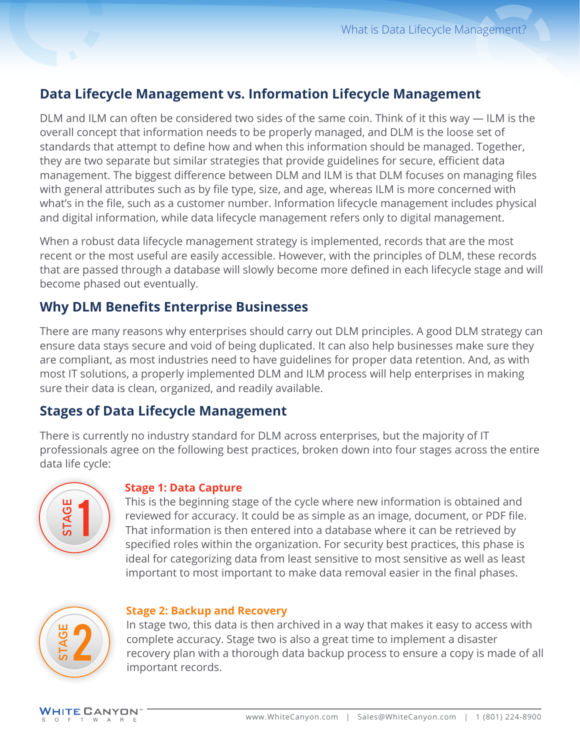## Data Lifecycle Management vs. Information Lifecycle Management

DLM and ILM can often be considered two sides of the same coin. Think of it this way — ILM is the overall concept that information needs to be properly managed, and DLM is the loose set of standards that attempt to define how and when this information should be managed. Together, they are two separate but similar strategies that provide guidelines for secure, efficient data management. The biggest difference between DLM and ILM is that DLM focuses on managing files with general attributes such as by file type, size, and age, whereas ILM is more concerned with what's in the file, such as a customer number. Information lifecycle management includes physical and digital information, while data lifecycle management refers only to digital management.

When a robust data lifecycle management strategy is implemented, records that are the most recent or the most useful are easily accessible. However, with the principles of DLM, these records that are passed through a database will slowly become more defined in each lifecycle stage and will become phased out eventually.

## Why DLM Benefits Enterprise Businesses

There are many reasons why enterprises should carry out DLM principles. A good DLM strategy can ensure data stays secure and void of being duplicated. It can also help businesses make sure they are compliant, as most industries need to have guidelines for proper data retention. And, as with most IT solutions, a properly implemented DLM and ILM process will help enterprises in making sure their data is clean, organized, and readily available.

## Stages of Data Lifecycle Management

There is currently no industry standard for DLM across enterprises, but the majority of IT professionals agree on the following best practices, broken down into four stages across the entire data life cycle:

### Stage 1: Data Capture

This is the beginning stage of the cycle where new information is obtained and reviewed for accuracy. It could be as simple as an image, document, or PDF file. That information is then entered into a database where it can be retrieved by specified roles within the organization. For security best practices, this phase is ideal for categorizing data from least sensitive to most sensitive as well as least important to most important to make data removal easier in the final phases.

### Stage 2: Backup and Recovery

In stage two, this data is then archived in a way that makes it easy to access with complete accuracy. Stage two is also a great time to implement a disaster recovery plan with a thorough data backup process to ensure a copy is made of all important records.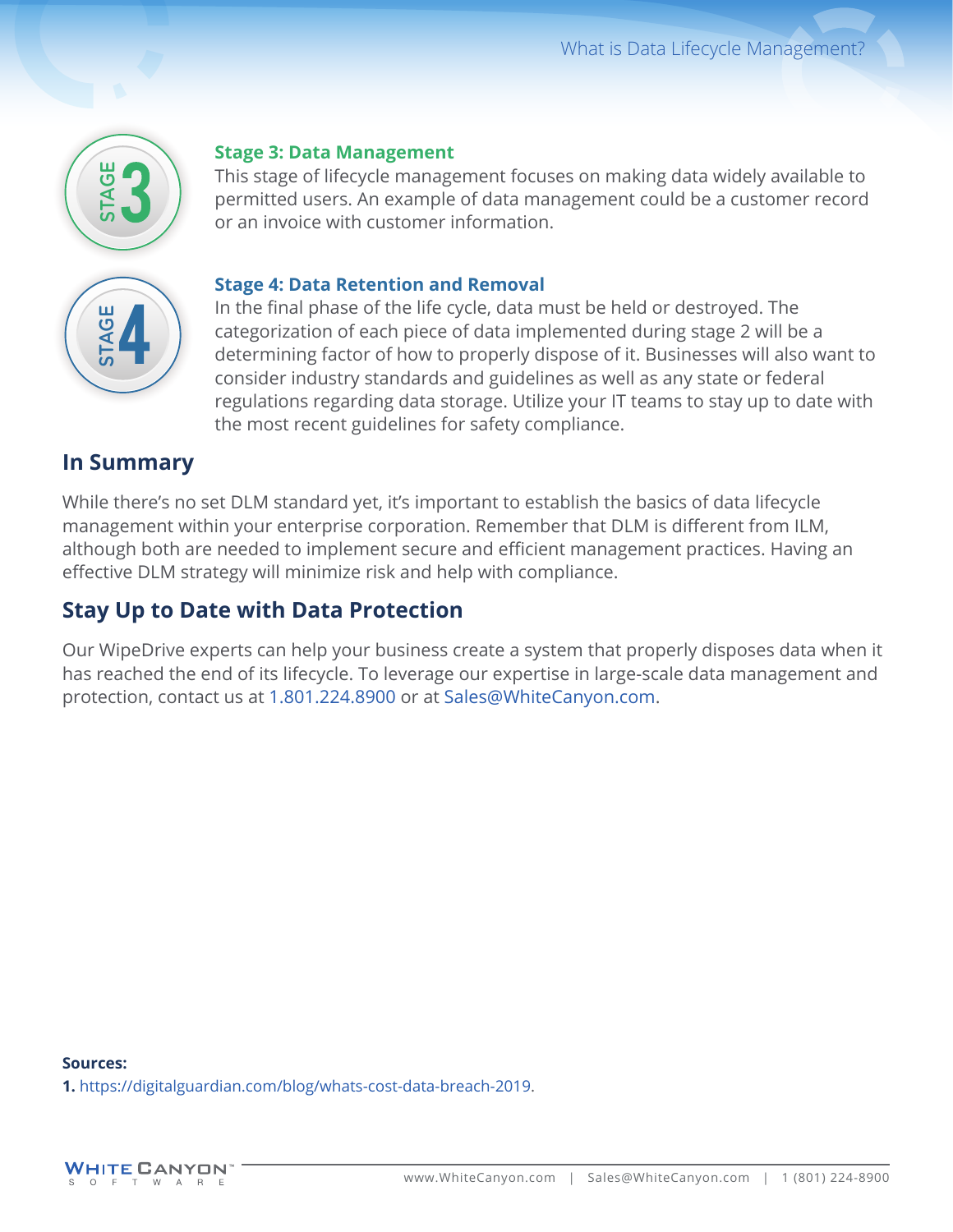### Stage 3: Data Management

This stage of lifecycle management focuses on making data widely available to permitted users. An example of data management could be a customer record or an invoice with customer information.

### Stage 4: Data Retention and Removal

In the final phase of the life cycle, data must be held or destroyed. The categorization of each piece of data implemented during stage 2 will be a determining factor of how to properly dispose of it. Businesses will also want to consider industry standards and guidelines as well as any state or federal regulations regarding data storage. Utilize your IT teams to stay up to date with the most recent guidelines for safety compliance.

## In Summary

While there's no set DLM standard yet, it's important to establish the basics of data lifecycle management within your enterprise corporation. Remember that DLM is different from ILM, although both are needed to implement secure and efficient management practices. Having an effective DLM strategy will minimize risk and help with compliance.

## Stay Up to Date with Data Protection

Our WipeDrive experts can help your business create a system that properly disposes data when it has reached the end of its lifecycle. To leverage our expertise in large-scale data management and protection, contact us at 1.801.224.8900 or at Sales@WhiteCanyon.com.

**Sources:**

**1.** https://digitalguardian.com/blog/whats-cost-data-breach-2019.